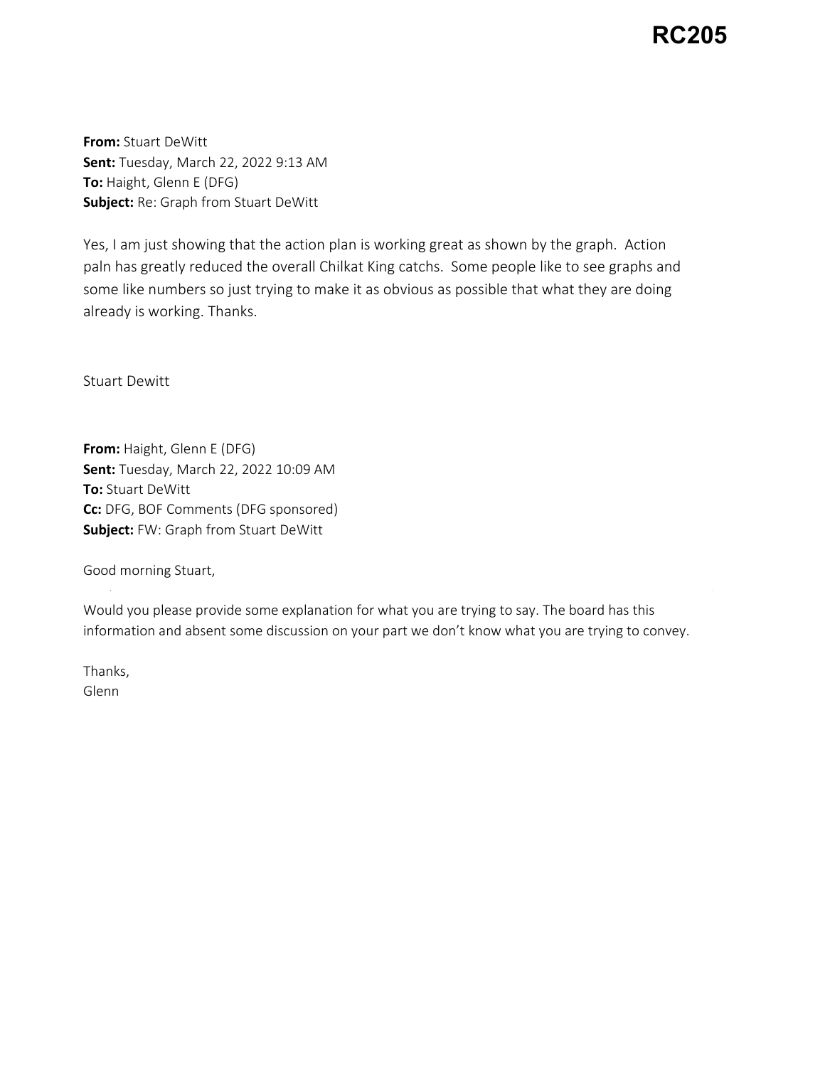**RC205**

**From:** Stuart DeWitt
**Sent:** Tuesday, March 22, 2022 9:13 AM
**To:** Haight, Glenn E (DFG)
**Subject:** Re: Graph from Stuart DeWitt

Yes, I am just showing that the action plan is working great as shown by the graph. Action paln has greatly reduced the overall Chilkat King catchs. Some people like to see graphs and some like numbers so just trying to make it as obvious as possible that what they are doing already is working. Thanks.

Stuart Dewitt

**From:** Haight, Glenn E (DFG)
**Sent:** Tuesday, March 22, 2022 10:09 AM
**To:** Stuart DeWitt
**Cc:** DFG, BOF Comments (DFG sponsored)
**Subject:** FW: Graph from Stuart DeWitt

Good morning Stuart,

Would you please provide some explanation for what you are trying to say. The board has this information and absent some discussion on your part we don't know what you are trying to convey.

Thanks,
Glenn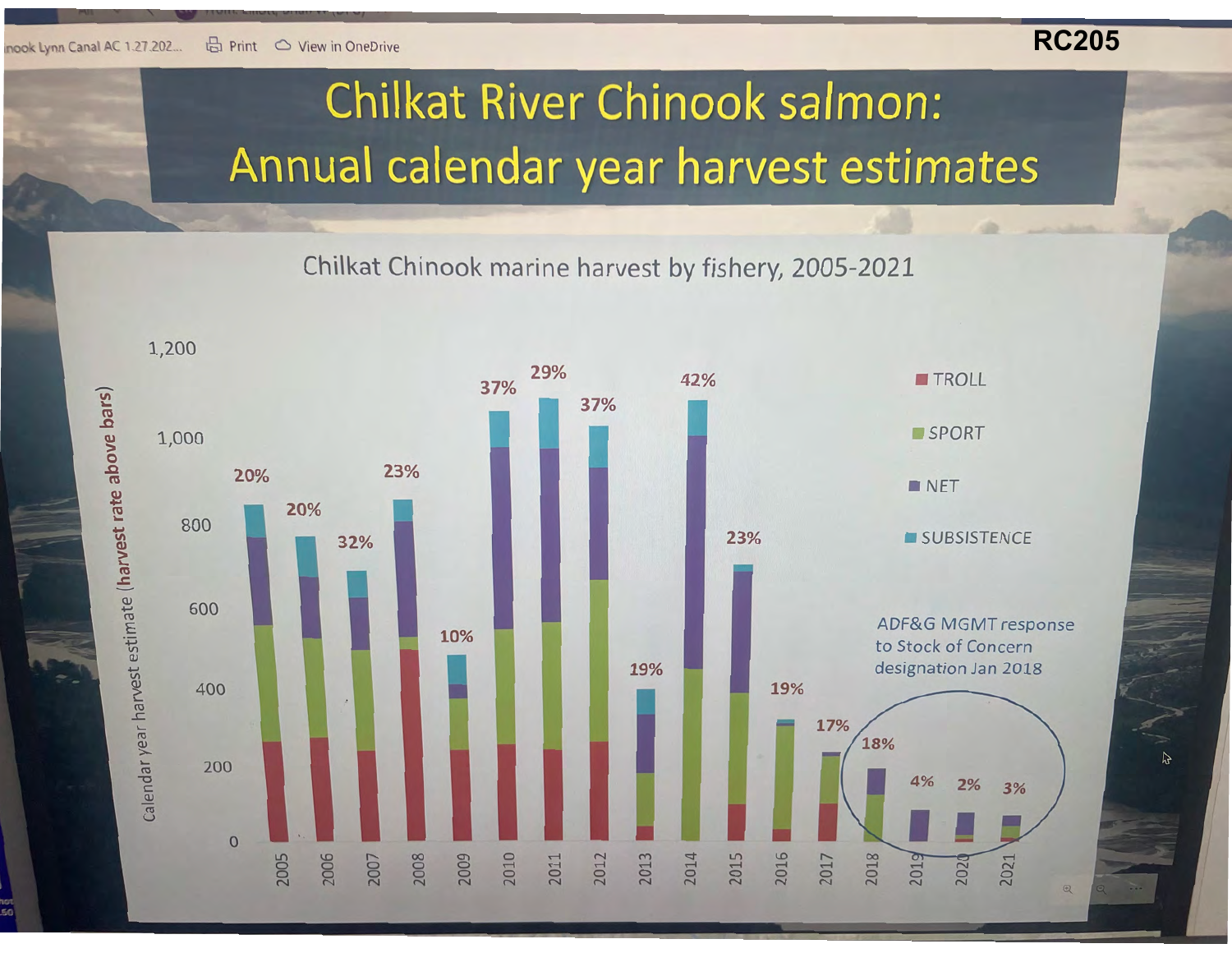RC205

# Chilkat River Chinook salmon: Annual calendar year harvest estimates

Chilkat Chinook marine harvest by fishery, 2005-2021

Calendar year harvest estimate (harvest rate above bars)

1,200
1,000
800
600
400
200
0

2005 2006 2007 2008 2009 2010 2011 2012 2013 2014 2015 2016 2017 2018 2019 2020 2021

20% 20% 32% 23% 10% 37% 29% 37% 19% 42% 23% 19% 17% 18% 4% 2% 3%

TROLL
SPORT
NET
SUBSISTENCE

ADF&G MGMT response to Stock of Concern designation Jan 2018